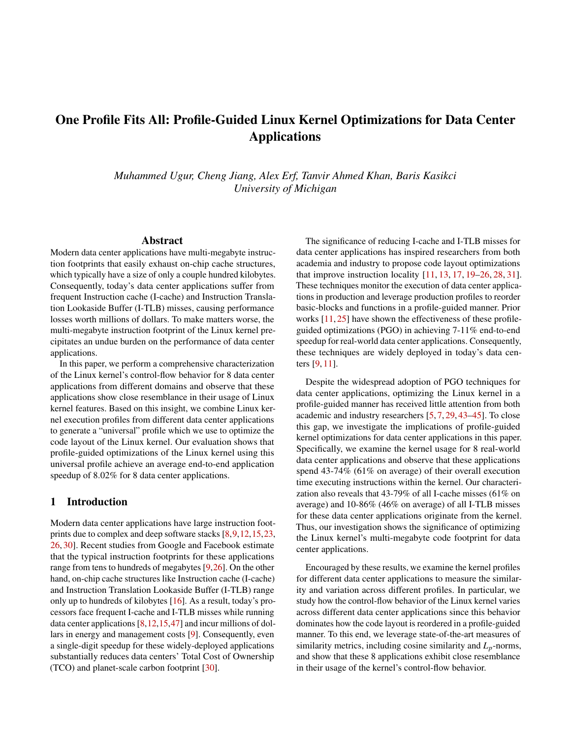# One Profile Fits All: Profile-Guided Linux Kernel Optimizations for Data Center Applications

*Muhammed Ugur, Cheng Jiang, Alex Erf, Tanvir Ahmed Khan, Baris Kasikci*
*University of Michigan*

## Abstract

Modern data center applications have multi-megabyte instruction footprints that easily exhaust on-chip cache structures, which typically have a size of only a couple hundred kilobytes. Consequently, today's data center applications suffer from frequent Instruction cache (I-cache) and Instruction Translation Lookaside Buffer (I-TLB) misses, causing performance losses worth millions of dollars. To make matters worse, the multi-megabyte instruction footprint of the Linux kernel precipitates an undue burden on the performance of data center applications.

In this paper, we perform a comprehensive characterization of the Linux kernel's control-flow behavior for 8 data center applications from different domains and observe that these applications show close resemblance in their usage of Linux kernel features. Based on this insight, we combine Linux kernel execution profiles from different data center applications to generate a "universal" profile which we use to optimize the code layout of the Linux kernel. Our evaluation shows that profile-guided optimizations of the Linux kernel using this universal profile achieve an average end-to-end application speedup of 8.02% for 8 data center applications.

## 1 Introduction

Modern data center applications have large instruction footprints due to complex and deep software stacks [8, 9, 12, 15, 23, 26, 30]. Recent studies from Google and Facebook estimate that the typical instruction footprints for these applications range from tens to hundreds of megabytes [9, 26]. On the other hand, on-chip cache structures like Instruction cache (I-cache) and Instruction Translation Lookaside Buffer (I-TLB) range only up to hundreds of kilobytes [16]. As a result, today's processors face frequent I-cache and I-TLB misses while running data center applications [8, 12, 15, 47] and incur millions of dollars in energy and management costs [9]. Consequently, even a single-digit speedup for these widely-deployed applications substantially reduces data centers' Total Cost of Ownership (TCO) and planet-scale carbon footprint [30].

The significance of reducing I-cache and I-TLB misses for data center applications has inspired researchers from both academia and industry to propose code layout optimizations that improve instruction locality [11, 13, 17, 19–26, 28, 31]. These techniques monitor the execution of data center applications in production and leverage production profiles to reorder basic-blocks and functions in a profile-guided manner. Prior works [11, 25] have shown the effectiveness of these profile-guided optimizations (PGO) in achieving 7-11% end-to-end speedup for real-world data center applications. Consequently, these techniques are widely deployed in today's data centers [9, 11].

Despite the widespread adoption of PGO techniques for data center applications, optimizing the Linux kernel in a profile-guided manner has received little attention from both academic and industry researchers [5, 7, 29, 43–45]. To close this gap, we investigate the implications of profile-guided kernel optimizations for data center applications in this paper. Specifically, we examine the kernel usage for 8 real-world data center applications and observe that these applications spend 43-74% (61% on average) of their overall execution time executing instructions within the kernel. Our characterization also reveals that 43-79% of all I-cache misses (61% on average) and 10-86% (46% on average) of all I-TLB misses for these data center applications originate from the kernel. Thus, our investigation shows the significance of optimizing the Linux kernel's multi-megabyte code footprint for data center applications.

Encouraged by these results, we examine the kernel profiles for different data center applications to measure the similarity and variation across different profiles. In particular, we study how the control-flow behavior of the Linux kernel varies across different data center applications since this behavior dominates how the code layout is reordered in a profile-guided manner. To this end, we leverage state-of-the-art measures of similarity metrics, including cosine similarity and $L_p$-norms, and show that these 8 applications exhibit close resemblance in their usage of the kernel's control-flow behavior.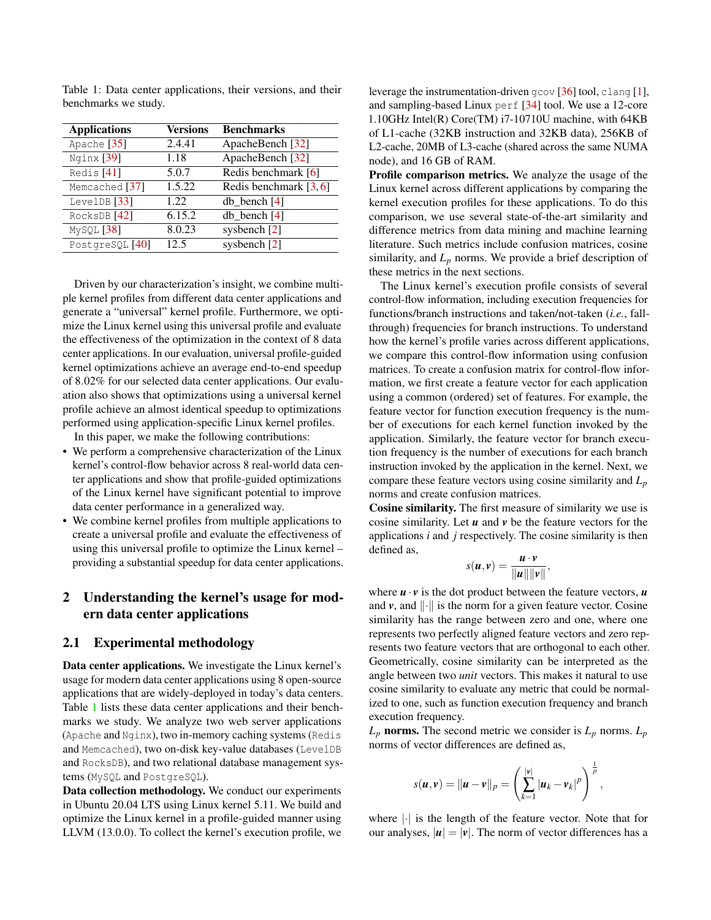Table 1: Data center applications, their versions, and their benchmarks we study.

| Applications | Versions | Benchmarks |
|---|---|---|
| Apache [35] | 2.4.41 | ApacheBench [32] |
| Nginx [39] | 1.18 | ApacheBench [32] |
| Redis [41] | 5.0.7 | Redis benchmark [6] |
| Memcached [37] | 1.5.22 | Redis benchmark [3, 6] |
| LevelDB [33] | 1.22 | db_bench [4] |
| RocksDB [42] | 6.15.2 | db_bench [4] |
| MySQL [38] | 8.0.23 | sysbench [2] |
| PostgreSQL [40] | 12.5 | sysbench [2] |

Driven by our characterization's insight, we combine multiple kernel profiles from different data center applications and generate a "universal" kernel profile. Furthermore, we optimize the Linux kernel using this universal profile and evaluate the effectiveness of the optimization in the context of 8 data center applications. In our evaluation, universal profile-guided kernel optimizations achieve an average end-to-end speedup of 8.02% for our selected data center applications. Our evaluation also shows that optimizations using a universal kernel profile achieve an almost identical speedup to optimizations performed using application-specific Linux kernel profiles.

In this paper, we make the following contributions:

- We perform a comprehensive characterization of the Linux kernel's control-flow behavior across 8 real-world data center applications and show that profile-guided optimizations of the Linux kernel have significant potential to improve data center performance in a generalized way.
- We combine kernel profiles from multiple applications to create a universal profile and evaluate the effectiveness of using this universal profile to optimize the Linux kernel – providing a substantial speedup for data center applications.

## 2 Understanding the kernel's usage for modern data center applications

### 2.1 Experimental methodology

**Data center applications.** We investigate the Linux kernel's usage for modern data center applications using 8 open-source applications that are widely-deployed in today's data centers. Table 1 lists these data center applications and their benchmarks we study. We analyze two web server applications (Apache and Nginx), two in-memory caching systems (Redis and Memcached), two on-disk key-value databases (LevelDB and RocksDB), and two relational database management systems (MySQL and PostgreSQL).

**Data collection methodology.** We conduct our experiments in Ubuntu 20.04 LTS using Linux kernel 5.11. We build and optimize the Linux kernel in a profile-guided manner using LLVM (13.0.0). To collect the kernel's execution profile, we leverage the instrumentation-driven gcov [36] tool, clang [1], and sampling-based Linux perf [34] tool. We use a 12-core 1.10GHz Intel(R) Core(TM) i7-10710U machine, with 64KB of L1-cache (32KB instruction and 32KB data), 256KB of L2-cache, 20MB of L3-cache (shared across the same NUMA node), and 16 GB of RAM.

**Profile comparison metrics.** We analyze the usage of the Linux kernel across different applications by comparing the kernel execution profiles for these applications. To do this comparison, we use several state-of-the-art similarity and difference metrics from data mining and machine learning literature. Such metrics include confusion matrices, cosine similarity, and $L_p$ norms. We provide a brief description of these metrics in the next sections.

The Linux kernel's execution profile consists of several control-flow information, including execution frequencies for functions/branch instructions and taken/not-taken (*i.e.*, fall-through) frequencies for branch instructions. To understand how the kernel's profile varies across different applications, we compare this control-flow information using confusion matrices. To create a confusion matrix for control-flow information, we first create a feature vector for each application using a common (ordered) set of features. For example, the feature vector for function execution frequency is the number of executions for each kernel function invoked by the application. Similarly, the feature vector for branch execution frequency is the number of executions for each branch instruction invoked by the application in the kernel. Next, we compare these feature vectors using cosine similarity and $L_p$ norms and create confusion matrices.

**Cosine similarity.** The first measure of similarity we use is cosine similarity. Let $\boldsymbol{u}$ and $\boldsymbol{v}$ be the feature vectors for the applications $i$ and $j$ respectively. The cosine similarity is then defined as,

$$s(\boldsymbol{u},\boldsymbol{v}) = \frac{\boldsymbol{u}\cdot\boldsymbol{v}}{\|\boldsymbol{u}\|\|\boldsymbol{v}\|},$$

where $\boldsymbol{u}\cdot\boldsymbol{v}$ is the dot product between the feature vectors, $\boldsymbol{u}$ and $\boldsymbol{v}$, and $\|\cdot\|$ is the norm for a given feature vector. Cosine similarity has the range between zero and one, where one represents two perfectly aligned feature vectors and zero represents two feature vectors that are orthogonal to each other. Geometrically, cosine similarity can be interpreted as the angle between two *unit* vectors. This makes it natural to use cosine similarity to evaluate any metric that could be normalized to one, such as function execution frequency and branch execution frequency.

**$L_p$ norms.** The second metric we consider is $L_p$ norms. $L_p$ norms of vector differences are defined as,

$$s(\boldsymbol{u},\boldsymbol{v}) = \|\boldsymbol{u}-\boldsymbol{v}\|_p = \left(\sum_{k=1}^{|\boldsymbol{v}|} |\boldsymbol{u}_k - \boldsymbol{v}_k|^p\right)^{\frac{1}{p}},$$

where $|\cdot|$ is the length of the feature vector. Note that for our analyses, $|\boldsymbol{u}| = |\boldsymbol{v}|$. The norm of vector differences has a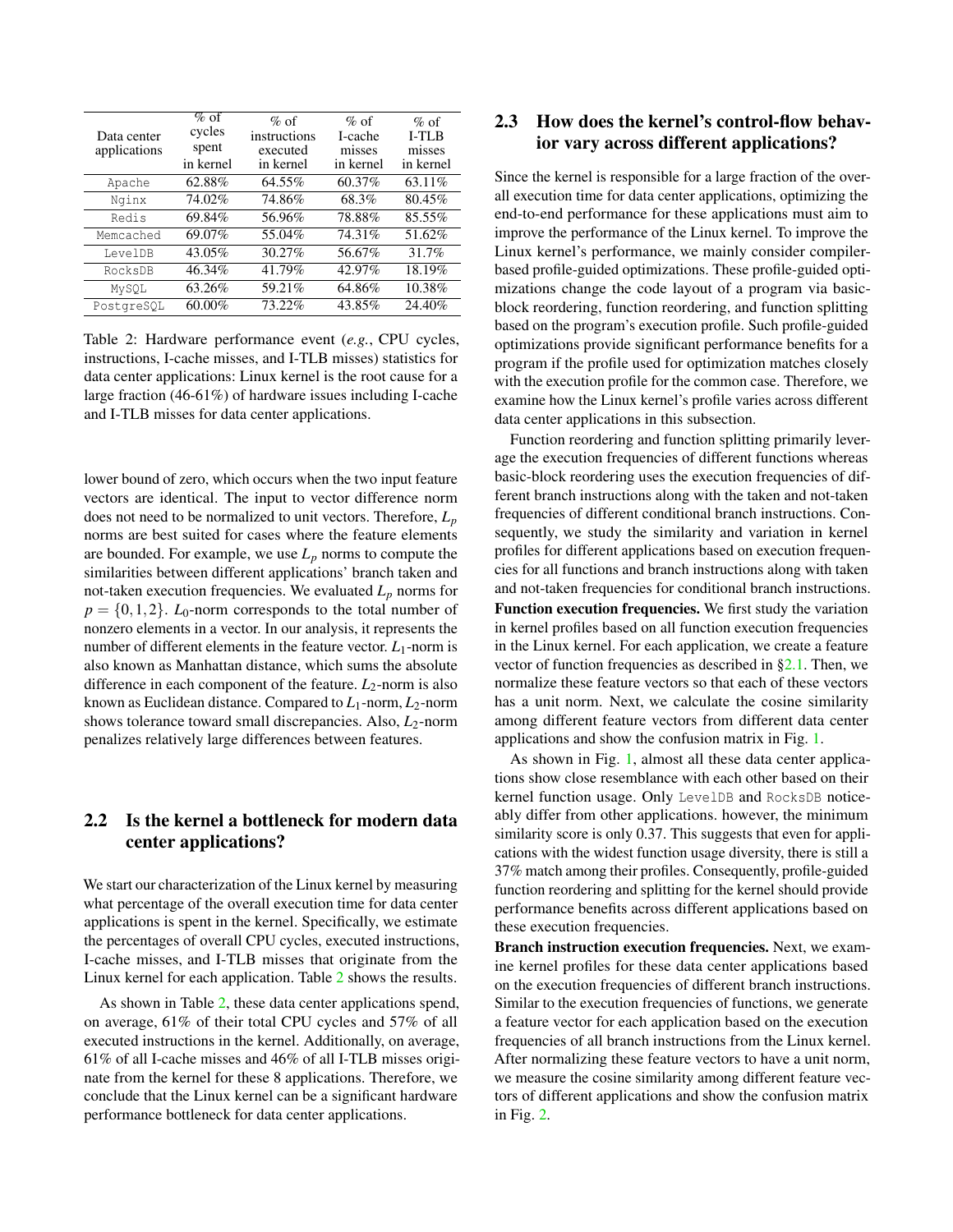| Data center applications | % of cycles spent in kernel | % of instructions executed in kernel | % of I-cache misses in kernel | % of I-TLB misses in kernel |
|---|---|---|---|---|
| `Apache` | 62.88% | 64.55% | 60.37% | 63.11% |
| `Nginx` | 74.02% | 74.86% | 68.3% | 80.45% |
| `Redis` | 69.84% | 56.96% | 78.88% | 85.55% |
| `Memcached` | 69.07% | 55.04% | 74.31% | 51.62% |
| `LevelDB` | 43.05% | 30.27% | 56.67% | 31.7% |
| `RocksDB` | 46.34% | 41.79% | 42.97% | 18.19% |
| `MySQL` | 63.26% | 59.21% | 64.86% | 10.38% |
| `PostgreSQL` | 60.00% | 73.22% | 43.85% | 24.40% |

Table 2: Hardware performance event (*e.g.*, CPU cycles, instructions, I-cache misses, and I-TLB misses) statistics for data center applications: Linux kernel is the root cause for a large fraction (46-61%) of hardware issues including I-cache and I-TLB misses for data center applications.

lower bound of zero, which occurs when the two input feature vectors are identical. The input to vector difference norm does not need to be normalized to unit vectors. Therefore, $L_p$ norms are best suited for cases where the feature elements are bounded. For example, we use $L_p$ norms to compute the similarities between different applications' branch taken and not-taken execution frequencies. We evaluated $L_p$ norms for $p = \{0, 1, 2\}$. $L_0$-norm corresponds to the total number of nonzero elements in a vector. In our analysis, it represents the number of different elements in the feature vector. $L_1$-norm is also known as Manhattan distance, which sums the absolute difference in each component of the feature. $L_2$-norm is also known as Euclidean distance. Compared to $L_1$-norm, $L_2$-norm shows tolerance toward small discrepancies. Also, $L_2$-norm penalizes relatively large differences between features.

## 2.2 Is the kernel a bottleneck for modern data center applications?

We start our characterization of the Linux kernel by measuring what percentage of the overall execution time for data center applications is spent in the kernel. Specifically, we estimate the percentages of overall CPU cycles, executed instructions, I-cache misses, and I-TLB misses that originate from the Linux kernel for each application. Table 2 shows the results.

As shown in Table 2, these data center applications spend, on average, 61% of their total CPU cycles and 57% of all executed instructions in the kernel. Additionally, on average, 61% of all I-cache misses and 46% of all I-TLB misses originate from the kernel for these 8 applications. Therefore, we conclude that the Linux kernel can be a significant hardware performance bottleneck for data center applications.

## 2.3 How does the kernel's control-flow behavior vary across different applications?

Since the kernel is responsible for a large fraction of the overall execution time for data center applications, optimizing the end-to-end performance for these applications must aim to improve the performance of the Linux kernel. To improve the Linux kernel's performance, we mainly consider compiler-based profile-guided optimizations. These profile-guided optimizations change the code layout of a program via basic-block reordering, function reordering, and function splitting based on the program's execution profile. Such profile-guided optimizations provide significant performance benefits for a program if the profile used for optimization matches closely with the execution profile for the common case. Therefore, we examine how the Linux kernel's profile varies across different data center applications in this subsection.

Function reordering and function splitting primarily leverage the execution frequencies of different functions whereas basic-block reordering uses the execution frequencies of different branch instructions along with the taken and not-taken frequencies of different conditional branch instructions. Consequently, we study the similarity and variation in kernel profiles for different applications based on execution frequencies for all functions and branch instructions along with taken and not-taken frequencies for conditional branch instructions.

**Function execution frequencies.** We first study the variation in kernel profiles based on all function execution frequencies in the Linux kernel. For each application, we create a feature vector of function frequencies as described in §2.1. Then, we normalize these feature vectors so that each of these vectors has a unit norm. Next, we calculate the cosine similarity among different feature vectors from different data center applications and show the confusion matrix in Fig. 1.

As shown in Fig. 1, almost all these data center applications show close resemblance with each other based on their kernel function usage. Only `LevelDB` and `RocksDB` noticeably differ from other applications. however, the minimum similarity score is only 0.37. This suggests that even for applications with the widest function usage diversity, there is still a 37% match among their profiles. Consequently, profile-guided function reordering and splitting for the kernel should provide performance benefits across different applications based on these execution frequencies.

**Branch instruction execution frequencies.** Next, we examine kernel profiles for these data center applications based on the execution frequencies of different branch instructions. Similar to the execution frequencies of functions, we generate a feature vector for each application based on the execution frequencies of all branch instructions from the Linux kernel. After normalizing these feature vectors to have a unit norm, we measure the cosine similarity among different feature vectors of different applications and show the confusion matrix in Fig. 2.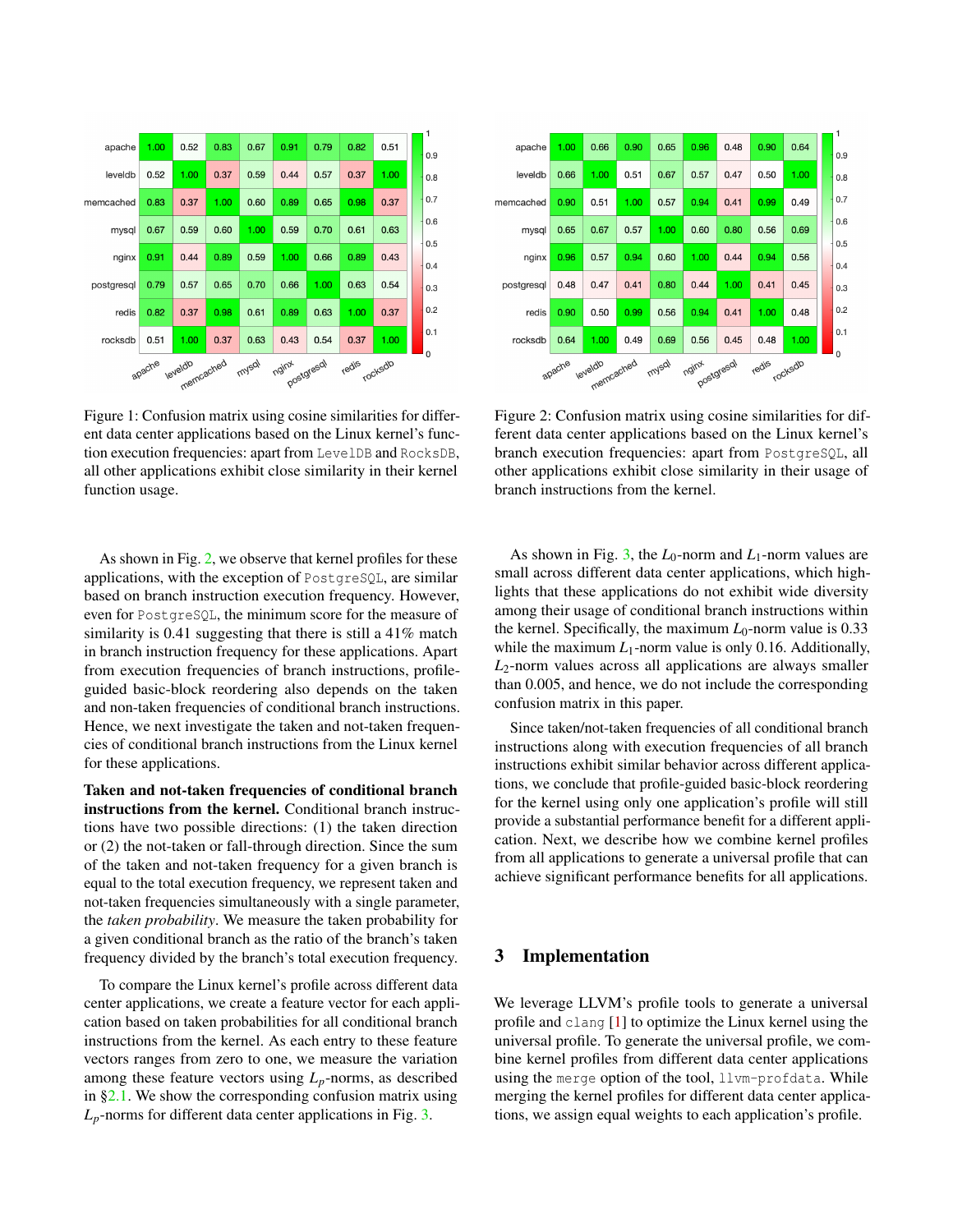| | apache | leveldb | memcached | mysql | nginx | postgresql | redis | rocksdb |
|---|---|---|---|---|---|---|---|---|
| apache | 1.00 | 0.52 | 0.83 | 0.67 | 0.91 | 0.79 | 0.82 | 0.51 |
| leveldb | 0.52 | 1.00 | 0.37 | 0.59 | 0.44 | 0.57 | 0.37 | 1.00 |
| memcached | 0.83 | 0.37 | 1.00 | 0.60 | 0.89 | 0.65 | 0.98 | 0.37 |
| mysql | 0.67 | 0.59 | 0.60 | 1.00 | 0.59 | 0.70 | 0.61 | 0.63 |
| nginx | 0.91 | 0.44 | 0.89 | 0.59 | 1.00 | 0.66 | 0.89 | 0.43 |
| postgresql | 0.79 | 0.57 | 0.65 | 0.70 | 0.66 | 1.00 | 0.63 | 0.54 |
| redis | 0.82 | 0.37 | 0.98 | 0.61 | 0.89 | 0.63 | 1.00 | 0.37 |
| rocksdb | 0.51 | 1.00 | 0.37 | 0.63 | 0.43 | 0.54 | 0.37 | 1.00 |

Figure 1: Confusion matrix using cosine similarities for different data center applications based on the Linux kernel's function execution frequencies: apart from LevelDB and RocksDB, all other applications exhibit close similarity in their kernel function usage.

| | apache | leveldb | memcached | mysql | nginx | postgresql | redis | rocksdb |
|---|---|---|---|---|---|---|---|---|
| apache | 1.00 | 0.66 | 0.90 | 0.65 | 0.96 | 0.48 | 0.90 | 0.64 |
| leveldb | 0.66 | 1.00 | 0.51 | 0.67 | 0.57 | 0.47 | 0.50 | 1.00 |
| memcached | 0.90 | 0.51 | 1.00 | 0.57 | 0.94 | 0.41 | 0.99 | 0.49 |
| mysql | 0.65 | 0.67 | 0.57 | 1.00 | 0.60 | 0.80 | 0.56 | 0.69 |
| nginx | 0.96 | 0.57 | 0.94 | 0.60 | 1.00 | 0.44 | 0.94 | 0.56 |
| postgresql | 0.48 | 0.47 | 0.41 | 0.80 | 0.44 | 1.00 | 0.41 | 0.45 |
| redis | 0.90 | 0.50 | 0.99 | 0.56 | 0.94 | 0.41 | 1.00 | 0.48 |
| rocksdb | 0.64 | 1.00 | 0.49 | 0.69 | 0.56 | 0.45 | 0.48 | 1.00 |

Figure 2: Confusion matrix using cosine similarities for different data center applications based on the Linux kernel's branch execution frequencies: apart from PostgreSQL, all other applications exhibit close similarity in their usage of branch instructions from the kernel.

As shown in Fig. 2, we observe that kernel profiles for these applications, with the exception of PostgreSQL, are similar based on branch instruction execution frequency. However, even for PostgreSQL, the minimum score for the measure of similarity is 0.41 suggesting that there is still a 41% match in branch instruction frequency for these applications. Apart from execution frequencies of branch instructions, profile-guided basic-block reordering also depends on the taken and non-taken frequencies of conditional branch instructions. Hence, we next investigate the taken and not-taken frequencies of conditional branch instructions from the Linux kernel for these applications.

**Taken and not-taken frequencies of conditional branch instructions from the kernel.** Conditional branch instructions have two possible directions: (1) the taken direction or (2) the not-taken or fall-through direction. Since the sum of the taken and not-taken frequency for a given branch is equal to the total execution frequency, we represent taken and not-taken frequencies simultaneously with a single parameter, the *taken probability*. We measure the taken probability for a given conditional branch as the ratio of the branch's taken frequency divided by the branch's total execution frequency.

To compare the Linux kernel's profile across different data center applications, we create a feature vector for each application based on taken probabilities for all conditional branch instructions from the kernel. As each entry to these feature vectors ranges from zero to one, we measure the variation among these feature vectors using $L_p$-norms, as described in §2.1. We show the corresponding confusion matrix using $L_p$-norms for different data center applications in Fig. 3.

As shown in Fig. 3, the $L_0$-norm and $L_1$-norm values are small across different data center applications, which highlights that these applications do not exhibit wide diversity among their usage of conditional branch instructions within the kernel. Specifically, the maximum $L_0$-norm value is 0.33 while the maximum $L_1$-norm value is only 0.16. Additionally, $L_2$-norm values across all applications are always smaller than 0.005, and hence, we do not include the corresponding confusion matrix in this paper.

Since taken/not-taken frequencies of all conditional branch instructions along with execution frequencies of all branch instructions exhibit similar behavior across different applications, we conclude that profile-guided basic-block reordering for the kernel using only one application's profile will still provide a substantial performance benefit for a different application. Next, we describe how we combine kernel profiles from all applications to generate a universal profile that can achieve significant performance benefits for all applications.

## 3 Implementation

We leverage LLVM's profile tools to generate a universal profile and clang [1] to optimize the Linux kernel using the universal profile. To generate the universal profile, we combine kernel profiles from different data center applications using the merge option of the tool, llvm-profdata. While merging the kernel profiles for different data center applications, we assign equal weights to each application's profile.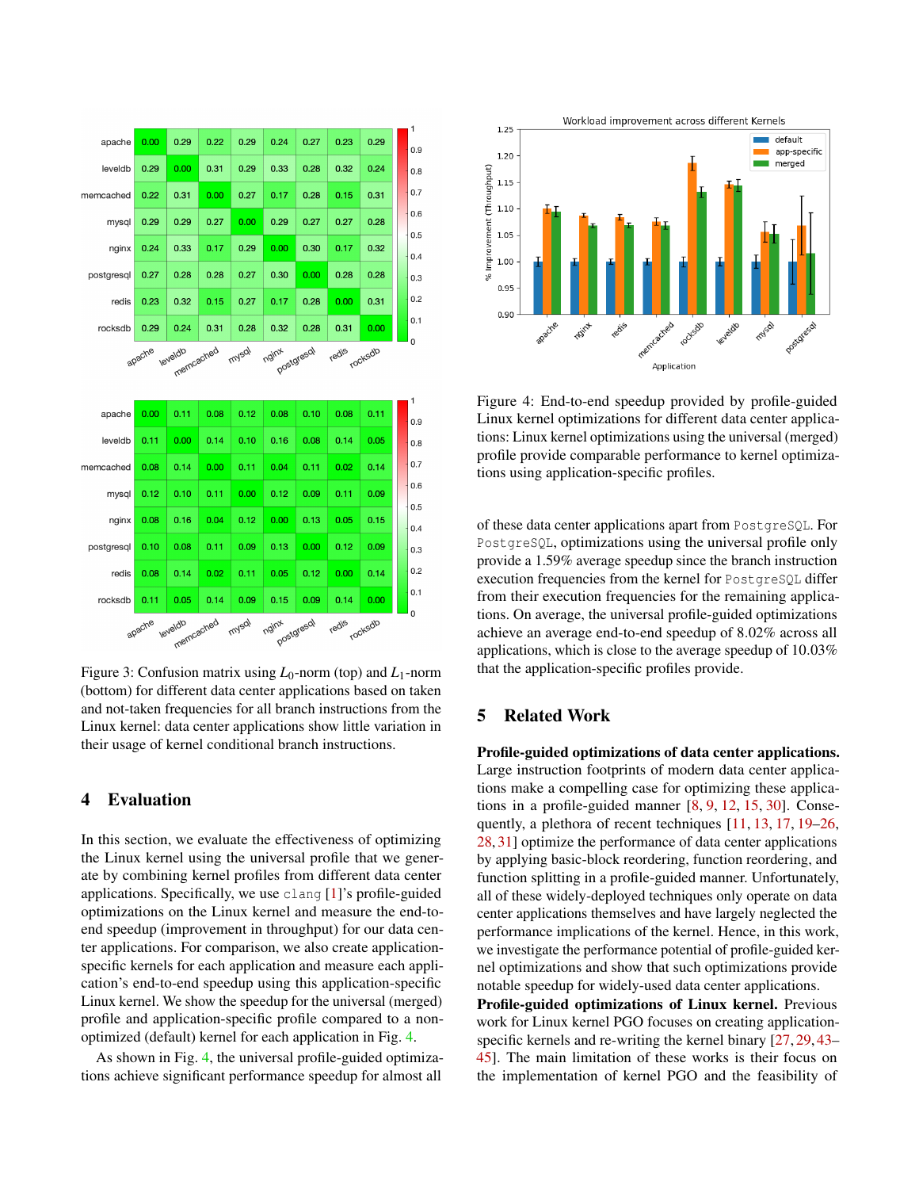Figure 3: Confusion matrix using $L_0$-norm (top) and $L_1$-norm (bottom) for different data center applications based on taken and not-taken frequencies for all branch instructions from the Linux kernel: data center applications show little variation in their usage of kernel conditional branch instructions.

## 4 Evaluation

In this section, we evaluate the effectiveness of optimizing the Linux kernel using the universal profile that we generate by combining kernel profiles from different data center applications. Specifically, we use clang [1]'s profile-guided optimizations on the Linux kernel and measure the end-to-end speedup (improvement in throughput) for our data center applications. For comparison, we also create application-specific kernels for each application and measure each application's end-to-end speedup using this application-specific Linux kernel. We show the speedup for the universal (merged) profile and application-specific profile compared to a non-optimized (default) kernel for each application in Fig. 4.

As shown in Fig. 4, the universal profile-guided optimizations achieve significant performance speedup for almost all of these data center applications apart from PostgreSQL. For PostgreSQL, optimizations using the universal profile only provide a 1.59% average speedup since the branch instruction execution frequencies from the kernel for PostgreSQL differ from their execution frequencies for the remaining applications. On average, the universal profile-guided optimizations achieve an average end-to-end speedup of 8.02% across all applications, which is close to the average speedup of 10.03% that the application-specific profiles provide.

Figure 4: End-to-end speedup provided by profile-guided Linux kernel optimizations for different data center applications: Linux kernel optimizations using the universal (merged) profile provide comparable performance to kernel optimizations using application-specific profiles.

## 5 Related Work

**Profile-guided optimizations of data center applications.** Large instruction footprints of modern data center applications make a compelling case for optimizing these applications in a profile-guided manner [8, 9, 12, 15, 30]. Consequently, a plethora of recent techniques [11, 13, 17, 19–26, 28, 31] optimize the performance of data center applications by applying basic-block reordering, function reordering, and function splitting in a profile-guided manner. Unfortunately, all of these widely-deployed techniques only operate on data center applications themselves and have largely neglected the performance implications of the kernel. Hence, in this work, we investigate the performance potential of profile-guided kernel optimizations and show that such optimizations provide notable speedup for widely-used data center applications.

**Profile-guided optimizations of Linux kernel.** Previous work for Linux kernel PGO focuses on creating application-specific kernels and re-writing the kernel binary [27, 29, 43–45]. The main limitation of these works is their focus on the implementation of kernel PGO and the feasibility of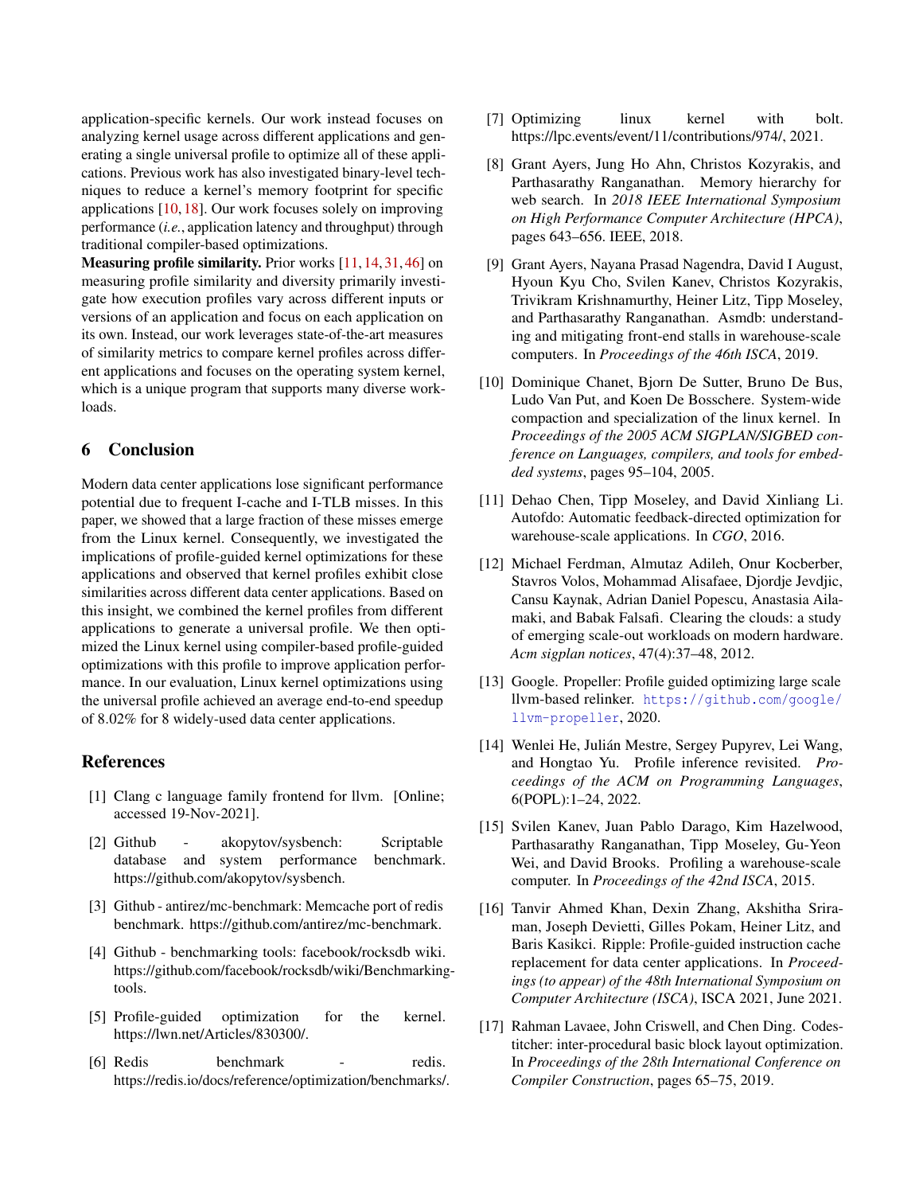application-specific kernels. Our work instead focuses on analyzing kernel usage across different applications and generating a single universal profile to optimize all of these applications. Previous work has also investigated binary-level techniques to reduce a kernel's memory footprint for specific applications [10, 18]. Our work focuses solely on improving performance (*i.e.*, application latency and throughput) through traditional compiler-based optimizations.

**Measuring profile similarity.** Prior works [11, 14, 31, 46] on measuring profile similarity and diversity primarily investigate how execution profiles vary across different inputs or versions of an application and focus on each application on its own. Instead, our work leverages state-of-the-art measures of similarity metrics to compare kernel profiles across different applications and focuses on the operating system kernel, which is a unique program that supports many diverse workloads.

## 6 Conclusion

Modern data center applications lose significant performance potential due to frequent I-cache and I-TLB misses. In this paper, we showed that a large fraction of these misses emerge from the Linux kernel. Consequently, we investigated the implications of profile-guided kernel optimizations for these applications and observed that kernel profiles exhibit close similarities across different data center applications. Based on this insight, we combined the kernel profiles from different applications to generate a universal profile. We then optimized the Linux kernel using compiler-based profile-guided optimizations with this profile to improve application performance. In our evaluation, Linux kernel optimizations using the universal profile achieved an average end-to-end speedup of 8.02% for 8 widely-used data center applications.

## References

[1] Clang c language family frontend for llvm. [Online; accessed 19-Nov-2021].

[2] Github - akopytov/sysbench: Scriptable database and system performance benchmark. https://github.com/akopytov/sysbench.

[3] Github - antirez/mc-benchmark: Memcache port of redis benchmark. https://github.com/antirez/mc-benchmark.

[4] Github - benchmarking tools: facebook/rocksdb wiki. https://github.com/facebook/rocksdb/wiki/Benchmarking-tools.

[5] Profile-guided optimization for the kernel. https://lwn.net/Articles/830300/.

[6] Redis benchmark - redis. https://redis.io/docs/reference/optimization/benchmarks/.

[7] Optimizing linux kernel with bolt. https://lpc.events/event/11/contributions/974/, 2021.

[8] Grant Ayers, Jung Ho Ahn, Christos Kozyrakis, and Parthasarathy Ranganathan. Memory hierarchy for web search. In *2018 IEEE International Symposium on High Performance Computer Architecture (HPCA)*, pages 643–656. IEEE, 2018.

[9] Grant Ayers, Nayana Prasad Nagendra, David I August, Hyoun Kyu Cho, Svilen Kanev, Christos Kozyrakis, Trivikram Krishnamurthy, Heiner Litz, Tipp Moseley, and Parthasarathy Ranganathan. Asmdb: understanding and mitigating front-end stalls in warehouse-scale computers. In *Proceedings of the 46th ISCA*, 2019.

[10] Dominique Chanet, Bjorn De Sutter, Bruno De Bus, Ludo Van Put, and Koen De Bosschere. System-wide compaction and specialization of the linux kernel. In *Proceedings of the 2005 ACM SIGPLAN/SIGBED conference on Languages, compilers, and tools for embedded systems*, pages 95–104, 2005.

[11] Dehao Chen, Tipp Moseley, and David Xinliang Li. Autofdo: Automatic feedback-directed optimization for warehouse-scale applications. In *CGO*, 2016.

[12] Michael Ferdman, Almutaz Adileh, Onur Kocberber, Stavros Volos, Mohammad Alisafaee, Djordje Jevdjic, Cansu Kaynak, Adrian Daniel Popescu, Anastasia Ailamaki, and Babak Falsafi. Clearing the clouds: a study of emerging scale-out workloads on modern hardware. *Acm sigplan notices*, 47(4):37–48, 2012.

[13] Google. Propeller: Profile guided optimizing large scale llvm-based relinker. https://github.com/google/llvm-propeller, 2020.

[14] Wenlei He, Julián Mestre, Sergey Pupyrev, Lei Wang, and Hongtao Yu. Profile inference revisited. *Proceedings of the ACM on Programming Languages*, 6(POPL):1–24, 2022.

[15] Svilen Kanev, Juan Pablo Darago, Kim Hazelwood, Parthasarathy Ranganathan, Tipp Moseley, Gu-Yeon Wei, and David Brooks. Profiling a warehouse-scale computer. In *Proceedings of the 42nd ISCA*, 2015.

[16] Tanvir Ahmed Khan, Dexin Zhang, Akshitha Sriraman, Joseph Devietti, Gilles Pokam, Heiner Litz, and Baris Kasikci. Ripple: Profile-guided instruction cache replacement for data center applications. In *Proceedings (to appear) of the 48th International Symposium on Computer Architecture (ISCA)*, ISCA 2021, June 2021.

[17] Rahman Lavaee, John Criswell, and Chen Ding. Codestitcher: inter-procedural basic block layout optimization. In *Proceedings of the 28th International Conference on Compiler Construction*, pages 65–75, 2019.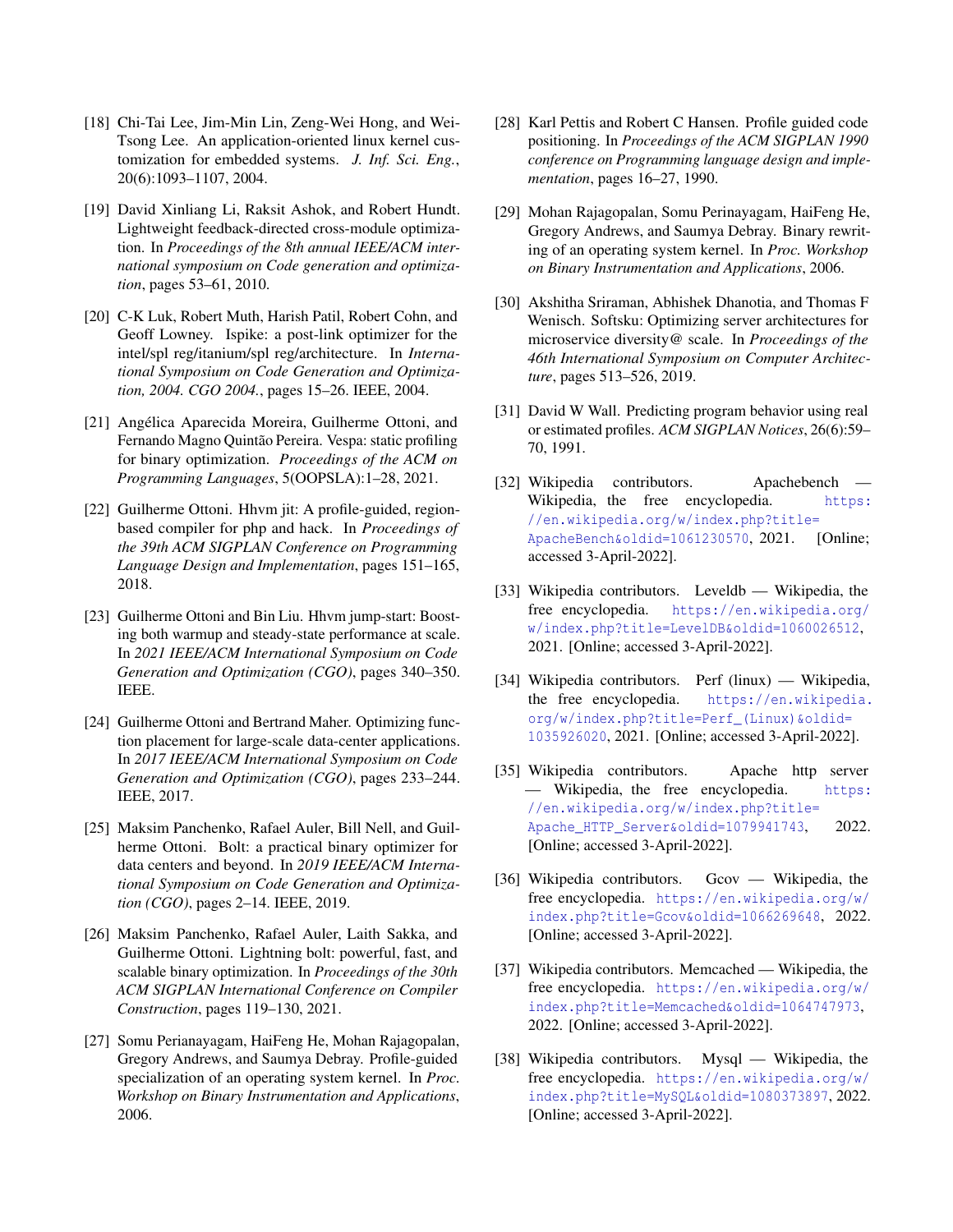- [18] Chi-Tai Lee, Jim-Min Lin, Zeng-Wei Hong, and Wei-Tsong Lee. An application-oriented linux kernel customization for embedded systems. *J. Inf. Sci. Eng.*, 20(6):1093–1107, 2004.

- [19] David Xinliang Li, Raksit Ashok, and Robert Hundt. Lightweight feedback-directed cross-module optimization. In *Proceedings of the 8th annual IEEE/ACM international symposium on Code generation and optimization*, pages 53–61, 2010.

- [20] C-K Luk, Robert Muth, Harish Patil, Robert Cohn, and Geoff Lowney. Ispike: a post-link optimizer for the intel/spl reg/itanium/spl reg/architecture. In *International Symposium on Code Generation and Optimization, 2004. CGO 2004.*, pages 15–26. IEEE, 2004.

- [21] Angélica Aparecida Moreira, Guilherme Ottoni, and Fernando Magno Quintão Pereira. Vespa: static profiling for binary optimization. *Proceedings of the ACM on Programming Languages*, 5(OOPSLA):1–28, 2021.

- [22] Guilherme Ottoni. Hhvm jit: A profile-guided, region-based compiler for php and hack. In *Proceedings of the 39th ACM SIGPLAN Conference on Programming Language Design and Implementation*, pages 151–165, 2018.

- [23] Guilherme Ottoni and Bin Liu. Hhvm jump-start: Boosting both warmup and steady-state performance at scale. In *2021 IEEE/ACM International Symposium on Code Generation and Optimization (CGO)*, pages 340–350. IEEE.

- [24] Guilherme Ottoni and Bertrand Maher. Optimizing function placement for large-scale data-center applications. In *2017 IEEE/ACM International Symposium on Code Generation and Optimization (CGO)*, pages 233–244. IEEE, 2017.

- [25] Maksim Panchenko, Rafael Auler, Bill Nell, and Guilherme Ottoni. Bolt: a practical binary optimizer for data centers and beyond. In *2019 IEEE/ACM International Symposium on Code Generation and Optimization (CGO)*, pages 2–14. IEEE, 2019.

- [26] Maksim Panchenko, Rafael Auler, Laith Sakka, and Guilherme Ottoni. Lightning bolt: powerful, fast, and scalable binary optimization. In *Proceedings of the 30th ACM SIGPLAN International Conference on Compiler Construction*, pages 119–130, 2021.

- [27] Somu Perianayagam, HaiFeng He, Mohan Rajagopalan, Gregory Andrews, and Saumya Debray. Profile-guided specialization of an operating system kernel. In *Proc. Workshop on Binary Instrumentation and Applications*, 2006.

- [28] Karl Pettis and Robert C Hansen. Profile guided code positioning. In *Proceedings of the ACM SIGPLAN 1990 conference on Programming language design and implementation*, pages 16–27, 1990.

- [29] Mohan Rajagopalan, Somu Perinayagam, HaiFeng He, Gregory Andrews, and Saumya Debray. Binary rewriting of an operating system kernel. In *Proc. Workshop on Binary Instrumentation and Applications*, 2006.

- [30] Akshitha Sriraman, Abhishek Dhanotia, and Thomas F Wenisch. Softsku: Optimizing server architectures for microservice diversity@ scale. In *Proceedings of the 46th International Symposium on Computer Architecture*, pages 513–526, 2019.

- [31] David W Wall. Predicting program behavior using real or estimated profiles. *ACM SIGPLAN Notices*, 26(6):59–70, 1991.

- [32] Wikipedia contributors. Apachebench — Wikipedia, the free encyclopedia. https://en.wikipedia.org/w/index.php?title=ApacheBench&oldid=1061230570, 2021. [Online; accessed 3-April-2022].

- [33] Wikipedia contributors. Leveldb — Wikipedia, the free encyclopedia. https://en.wikipedia.org/w/index.php?title=LevelDB&oldid=1060026512, 2021. [Online; accessed 3-April-2022].

- [34] Wikipedia contributors. Perf (linux) — Wikipedia, the free encyclopedia. https://en.wikipedia.org/w/index.php?title=Perf_(Linux)&oldid=1035926020, 2021. [Online; accessed 3-April-2022].

- [35] Wikipedia contributors. Apache http server — Wikipedia, the free encyclopedia. https://en.wikipedia.org/w/index.php?title=Apache_HTTP_Server&oldid=1079941743, 2022. [Online; accessed 3-April-2022].

- [36] Wikipedia contributors. Gcov — Wikipedia, the free encyclopedia. https://en.wikipedia.org/w/index.php?title=Gcov&oldid=1066269648, 2022. [Online; accessed 3-April-2022].

- [37] Wikipedia contributors. Memcached — Wikipedia, the free encyclopedia. https://en.wikipedia.org/w/index.php?title=Memcached&oldid=1064747973, 2022. [Online; accessed 3-April-2022].

- [38] Wikipedia contributors. Mysql — Wikipedia, the free encyclopedia. https://en.wikipedia.org/w/index.php?title=MySQL&oldid=1080373897, 2022. [Online; accessed 3-April-2022].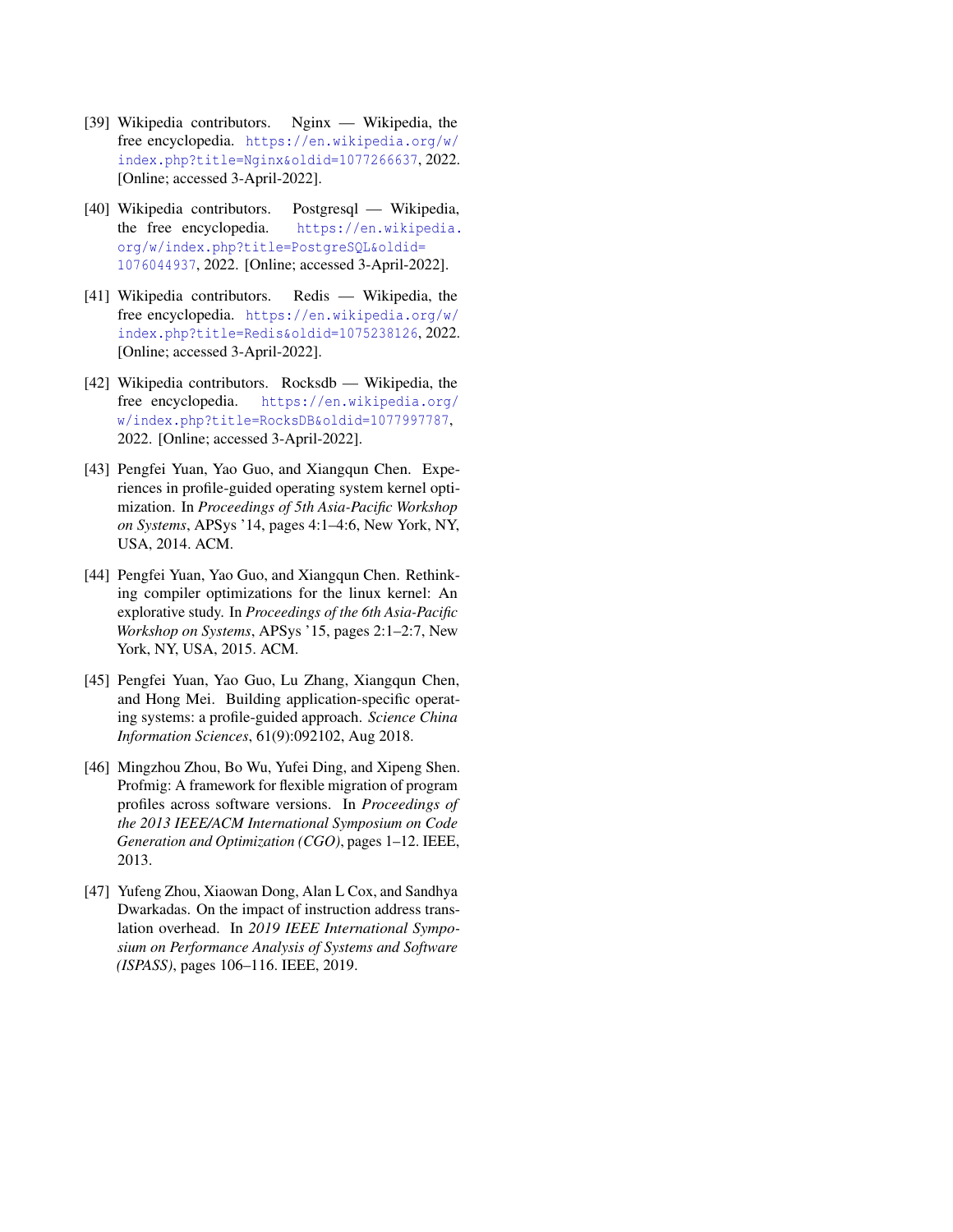[39] Wikipedia contributors. Nginx — Wikipedia, the free encyclopedia. https://en.wikipedia.org/w/index.php?title=Nginx&oldid=1077266637, 2022. [Online; accessed 3-April-2022].

[40] Wikipedia contributors. Postgresql — Wikipedia, the free encyclopedia. https://en.wikipedia.org/w/index.php?title=PostgreSQL&oldid=1076044937, 2022. [Online; accessed 3-April-2022].

[41] Wikipedia contributors. Redis — Wikipedia, the free encyclopedia. https://en.wikipedia.org/w/index.php?title=Redis&oldid=1075238126, 2022. [Online; accessed 3-April-2022].

[42] Wikipedia contributors. Rocksdb — Wikipedia, the free encyclopedia. https://en.wikipedia.org/w/index.php?title=RocksDB&oldid=1077997787, 2022. [Online; accessed 3-April-2022].

[43] Pengfei Yuan, Yao Guo, and Xiangqun Chen. Experiences in profile-guided operating system kernel optimization. In *Proceedings of 5th Asia-Pacific Workshop on Systems*, APSys '14, pages 4:1–4:6, New York, NY, USA, 2014. ACM.

[44] Pengfei Yuan, Yao Guo, and Xiangqun Chen. Rethinking compiler optimizations for the linux kernel: An explorative study. In *Proceedings of the 6th Asia-Pacific Workshop on Systems*, APSys '15, pages 2:1–2:7, New York, NY, USA, 2015. ACM.

[45] Pengfei Yuan, Yao Guo, Lu Zhang, Xiangqun Chen, and Hong Mei. Building application-specific operating systems: a profile-guided approach. *Science China Information Sciences*, 61(9):092102, Aug 2018.

[46] Mingzhou Zhou, Bo Wu, Yufei Ding, and Xipeng Shen. Profmig: A framework for flexible migration of program profiles across software versions. In *Proceedings of the 2013 IEEE/ACM International Symposium on Code Generation and Optimization (CGO)*, pages 1–12. IEEE, 2013.

[47] Yufeng Zhou, Xiaowan Dong, Alan L Cox, and Sandhya Dwarkadas. On the impact of instruction address translation overhead. In *2019 IEEE International Symposium on Performance Analysis of Systems and Software (ISPASS)*, pages 106–116. IEEE, 2019.